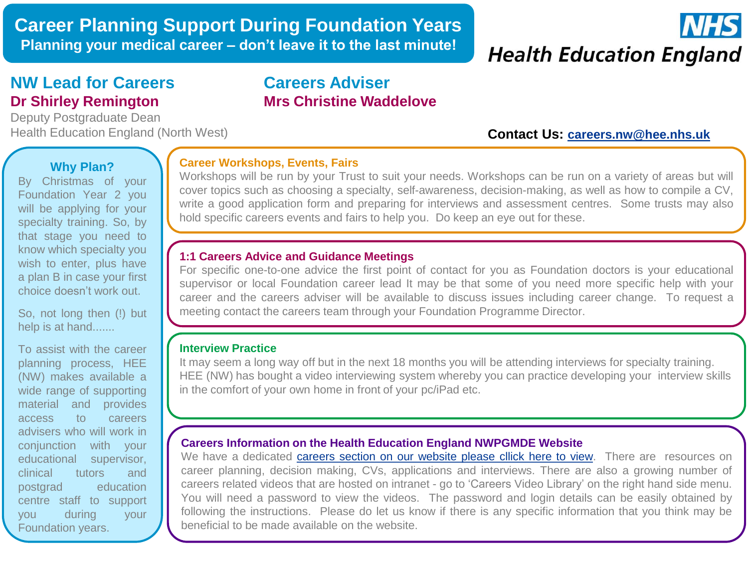# Career Planning Support During Foundation Years

**Planning your medical career – don't leave it to the last minute!**

NHS
Health Education England

## NW Lead for Careers

**Dr Shirley Remington**

Deputy Postgraduate Dean
Health Education England (North West)

## Careers Adviser

**Mrs Christine Waddelove**

**Contact Us:** careers.nw@hee.nhs.uk

### Why Plan?

By Christmas of your Foundation Year 2 you will be applying for your specialty training. So, by that stage you need to know which specialty you wish to enter, plus have a plan B in case your first choice doesn't work out.

So, not long then (!) but help is at hand.......

To assist with the career planning process, HEE (NW) makes available a wide range of supporting material and provides access to careers advisers who will work in conjunction with your educational supervisor, clinical tutors and postgrad education centre staff to support you during your Foundation years.

### Career Workshops, Events, Fairs

Workshops will be run by your Trust to suit your needs. Workshops can be run on a variety of areas but will cover topics such as choosing a specialty, self-awareness, decision-making, as well as how to compile a CV, write a good application form and preparing for interviews and assessment centres. Some trusts may also hold specific careers events and fairs to help you. Do keep an eye out for these.

### 1:1 Careers Advice and Guidance Meetings

For specific one-to-one advice the first point of contact for you as Foundation doctors is your educational supervisor or local Foundation career lead It may be that some of you need more specific help with your career and the careers adviser will be available to discuss issues including career change. To request a meeting contact the careers team through your Foundation Programme Director.

### Interview Practice

It may seem a long way off but in the next 18 months you will be attending interviews for specialty training. HEE (NW) has bought a video interviewing system whereby you can practice developing your interview skills in the comfort of your own home in front of your pc/iPad etc.

### Careers Information on the Health Education England NWPGMDE Website

We have a dedicated careers section on our website please cllick here to view. There are resources on career planning, decision making, CVs, applications and interviews. There are also a growing number of careers related videos that are hosted on intranet - go to 'Careers Video Library' on the right hand side menu. You will need a password to view the videos. The password and login details can be easily obtained by following the instructions. Please do let us know if there is any specific information that you think may be beneficial to be made available on the website.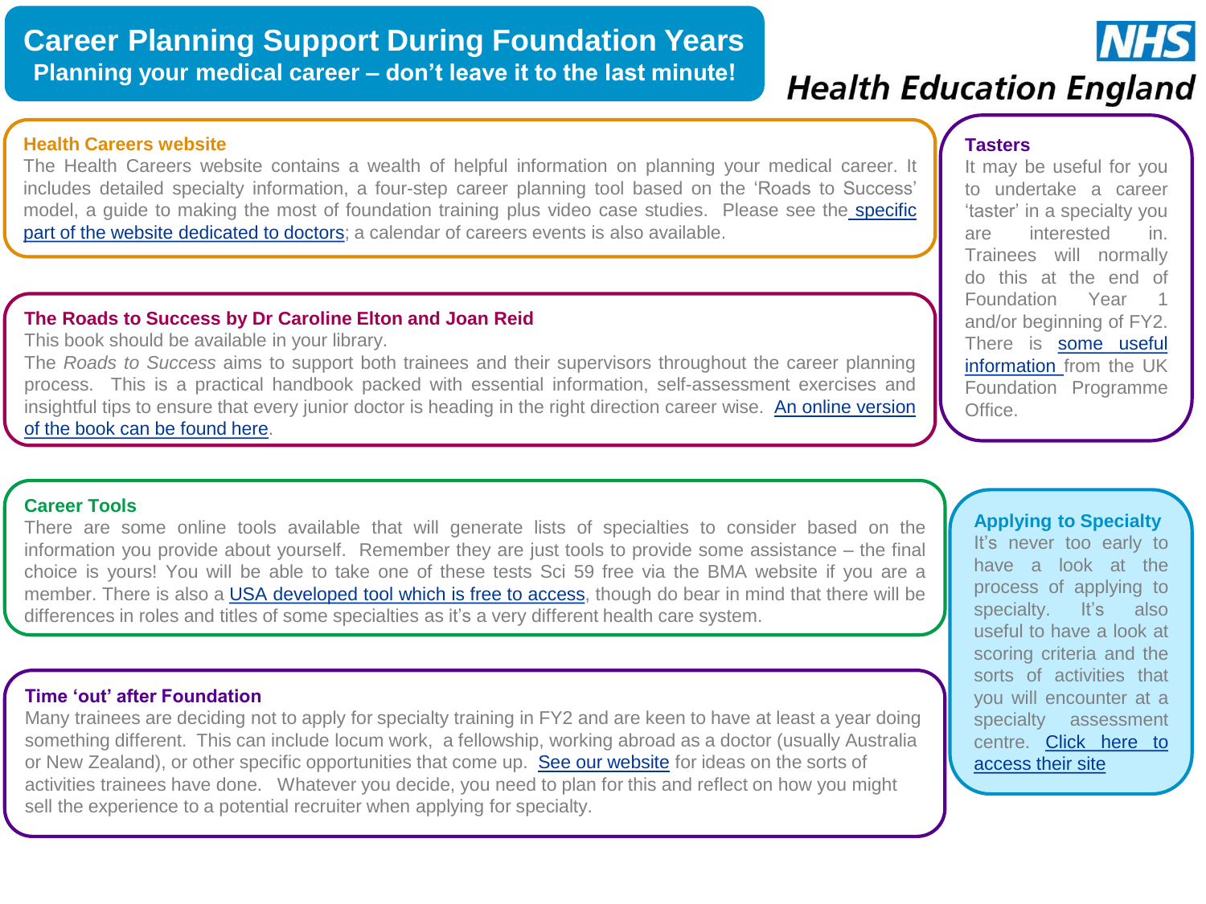# Career Planning Support During Foundation Years

**Planning your medical career – don't leave it to the last minute!**

NHS Health Education England

## Health Careers website

The Health Careers website contains a wealth of helpful information on planning your medical career. It includes detailed specialty information, a four-step career planning tool based on the 'Roads to Success' model, a guide to making the most of foundation training plus video case studies. Please see the specific part of the website dedicated to doctors; a calendar of careers events is also available.

## The Roads to Success by Dr Caroline Elton and Joan Reid

This book should be available in your library.

The *Roads to Success* aims to support both trainees and their supervisors throughout the career planning process. This is a practical handbook packed with essential information, self-assessment exercises and insightful tips to ensure that every junior doctor is heading in the right direction career wise. An online version of the book can be found here.

## Career Tools

There are some online tools available that will generate lists of specialties to consider based on the information you provide about yourself. Remember they are just tools to provide some assistance – the final choice is yours! You will be able to take one of these tests Sci 59 free via the BMA website if you are a member. There is also a USA developed tool which is free to access, though do bear in mind that there will be differences in roles and titles of some specialties as it's a very different health care system.

## Time 'out' after Foundation

Many trainees are deciding not to apply for specialty training in FY2 and are keen to have at least a year doing something different. This can include locum work, a fellowship, working abroad as a doctor (usually Australia or New Zealand), or other specific opportunities that come up. See our website for ideas on the sorts of activities trainees have done. Whatever you decide, you need to plan for this and reflect on how you might sell the experience to a potential recruiter when applying for specialty.

## Tasters

It may be useful for you to undertake a career 'taster' in a specialty you are interested in. Trainees will normally do this at the end of Foundation Year 1 and/or beginning of FY2. There is some useful information from the UK Foundation Programme Office.

## Applying to Specialty

It's never too early to have a look at the process of applying to specialty. It's also useful to have a look at scoring criteria and the sorts of activities that you will encounter at a specialty assessment centre. Click here to access their site